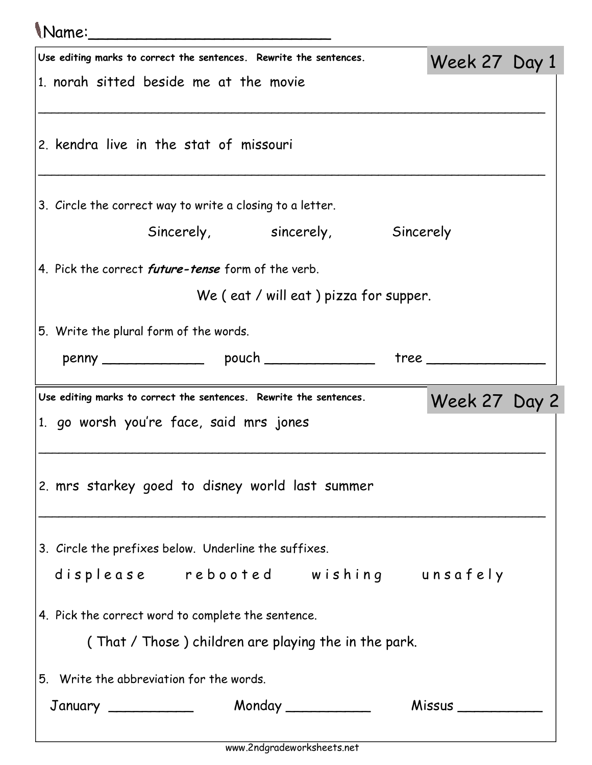Name:\_\_\_\_\_\_\_\_\_\_\_\_\_\_\_\_\_\_\_\_\_\_\_\_\_\_

## Week 27 Day 1

Use editing marks to correct the sentences. Rewrite the sentences.

1. norah sitted beside me at the movie

___________________________________________________________________

2. kendra live in the stat of missouri

___________________________________________________________________

3. Circle the correct way to write a closing to a letter.

   Sincerely,     sincerely,     Sincerely

4. Pick the correct ***future-tense*** form of the verb.

   We ( eat / will eat ) pizza for supper.

5. Write the plural form of the words.

   penny \_\_\_\_\_\_\_\_\_\_\_\_   pouch \_\_\_\_\_\_\_\_\_\_\_\_\_   tree \_\_\_\_\_\_\_\_\_\_\_\_\_\_

## Week 27 Day 2

Use editing marks to correct the sentences. Rewrite the sentences.

1. go worsh you're face, said mrs jones

___________________________________________________________________

2. mrs starkey goed to disney world last summer

___________________________________________________________________

3. Circle the prefixes below. Underline the suffixes.

   d i s p l e a s e     r e b o o t e d     w i s h i n g     u n s a f e l y

4. Pick the correct word to complete the sentence.

   ( That / Those ) children are playing the in the park.

5. Write the abbreviation for the words.

   January \_\_\_\_\_\_\_\_\_\_   Monday \_\_\_\_\_\_\_\_\_\_   Missus \_\_\_\_\_\_\_\_\_\_

www.2ndgradeworksheets.net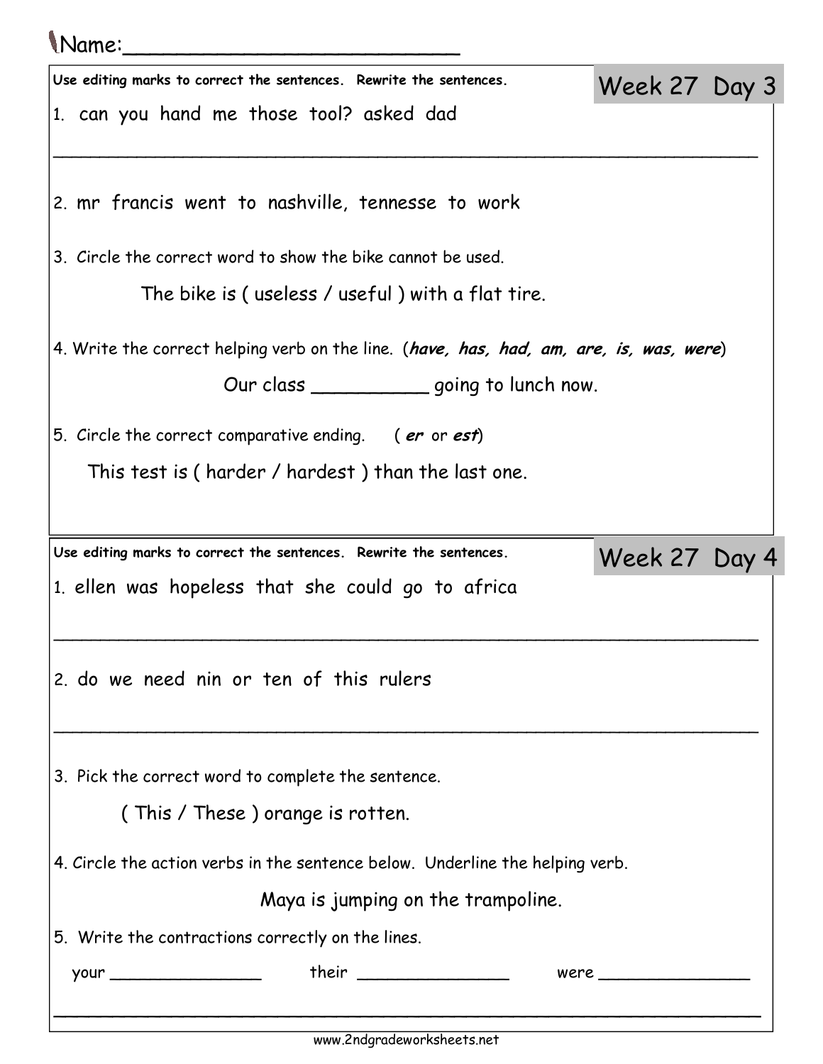Name:_________________________

## Week 27 Day 3

Use editing marks to correct the sentences. Rewrite the sentences.

1. can you hand me those tool? asked dad

_______________________________________________________________

2. mr francis went to nashville, tennesse to work

3. Circle the correct word to show the bike cannot be used.

The bike is ( useless / useful ) with a flat tire.

4. Write the correct helping verb on the line. (***have, has, had, am, are, is, was, were***)

Our class __________ going to lunch now.

5. Circle the correct comparative ending. ( ***er*** or ***est*** )

This test is ( harder / hardest ) than the last one.

## Week 27 Day 4

Use editing marks to correct the sentences. Rewrite the sentences.

1. ellen was hopeless that she could go to africa

_______________________________________________________________

2. do we need nin or ten of this rulers

_______________________________________________________________

3. Pick the correct word to complete the sentence.

( This / These ) orange is rotten.

4. Circle the action verbs in the sentence below. Underline the helping verb.

Maya is jumping on the trampoline.

5. Write the contractions correctly on the lines.

your _______________ their _______________ were _______________

_______________________________________________________________

www.2ndgradeworksheets.net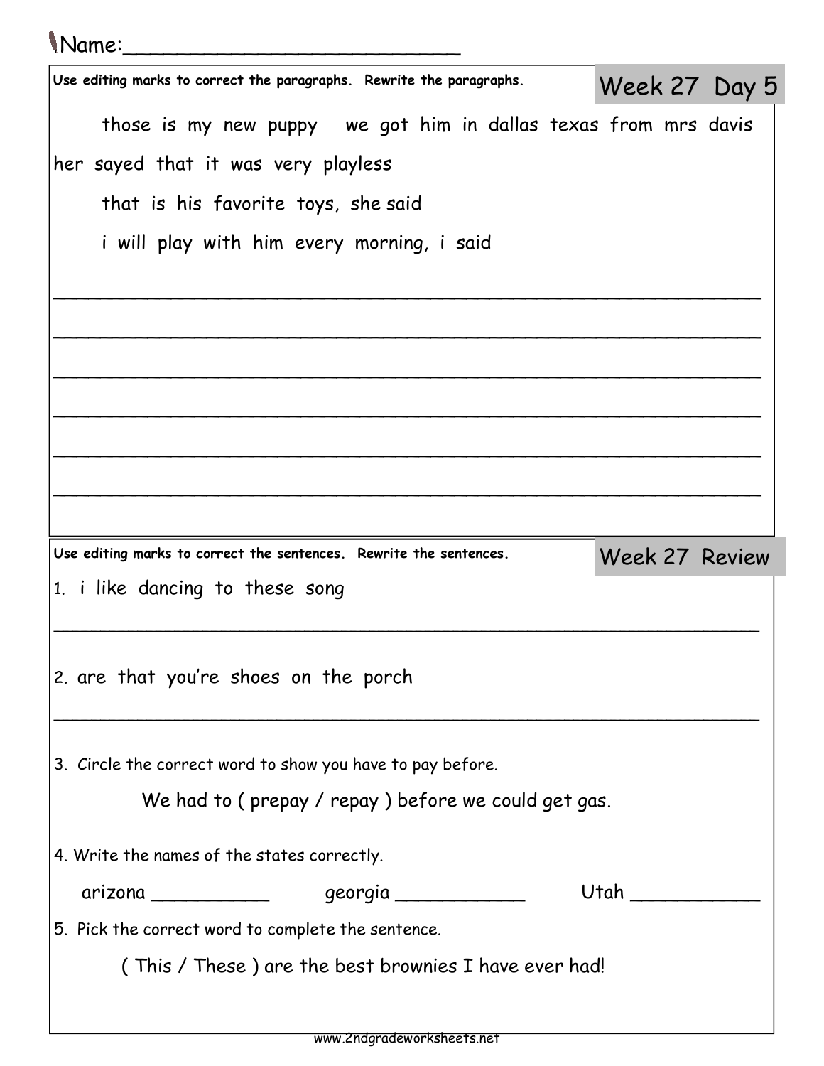Name:___________________________

Use editing marks to correct the paragraphs. Rewrite the paragraphs.

**Week 27 Day 5**

those is my new puppy we got him in dallas texas from mrs davis her sayed that it was very playless

that is his favorite toys, she said

i will play with him every morning, i said

_______________________________________________________________

_______________________________________________________________

_______________________________________________________________

_______________________________________________________________

_______________________________________________________________

_______________________________________________________________

Use editing marks to correct the sentences. Rewrite the sentences.

**Week 27 Review**

1. i like dancing to these song

_______________________________________________________________

2. are that you're shoes on the porch

_______________________________________________________________

3. Circle the correct word to show you have to pay before.

We had to ( prepay / repay ) before we could get gas.

4. Write the names of the states correctly.

arizona ___________ georgia ____________ Utah ____________

5. Pick the correct word to complete the sentence.

( This / These ) are the best brownies I have ever had!

www.2ndgradeworksheets.net